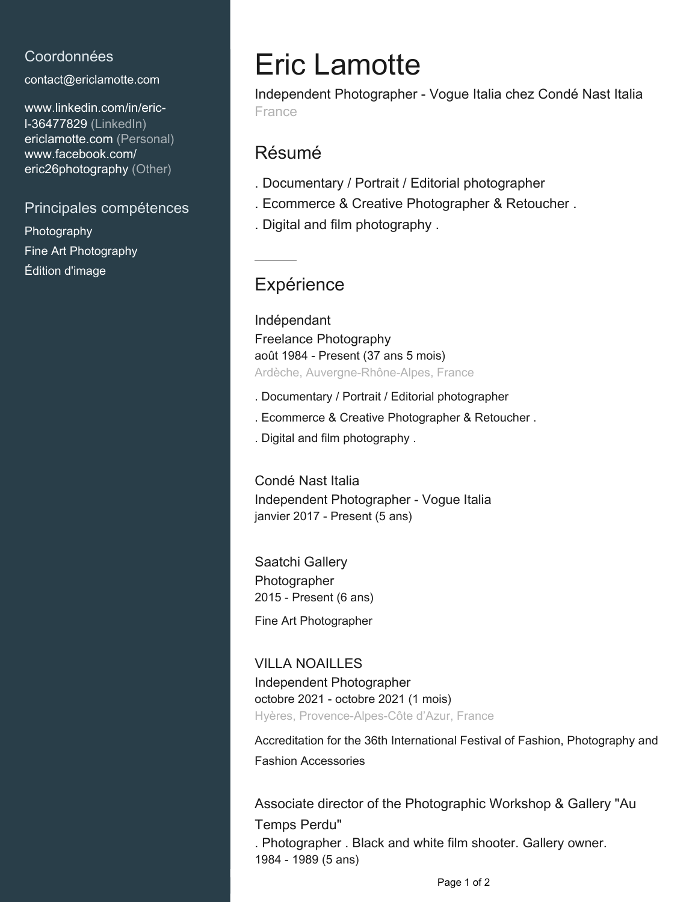## Coordonnées

contact@ericlamotte.com

www.linkedin.com/in/eric-l-36477829 (LinkedIn)
ericlamotte.com (Personal)
www.facebook.com/eric26photography (Other)

## Principales compétences

Photography
Fine Art Photography
Édition d'image

# Eric Lamotte

Independent Photographer - Vogue Italia chez Condé Nast Italia
France

## Résumé

. Documentary / Portrait / Editorial photographer

. Ecommerce & Creative Photographer & Retoucher .

. Digital and film photography .

---

## Expérience

### Indépendant

Freelance Photography
août 1984 - Present (37 ans 5 mois)
Ardèche, Auvergne-Rhône-Alpes, France

. Documentary / Portrait / Editorial photographer

. Ecommerce & Creative Photographer & Retoucher .

. Digital and film photography .

### Condé Nast Italia

Independent Photographer - Vogue Italia
janvier 2017 - Present (5 ans)

### Saatchi Gallery

Photographer
2015 - Present (6 ans)

Fine Art Photographer

### VILLA NOAILLES

Independent Photographer
octobre 2021 - octobre 2021 (1 mois)
Hyères, Provence-Alpes-Côte d'Azur, France

Accreditation for the 36th International Festival of Fashion, Photography and Fashion Accessories

### Associate director of the Photographic Workshop & Gallery "Au Temps Perdu"

. Photographer . Black and white film shooter. Gallery owner.
1984 - 1989 (5 ans)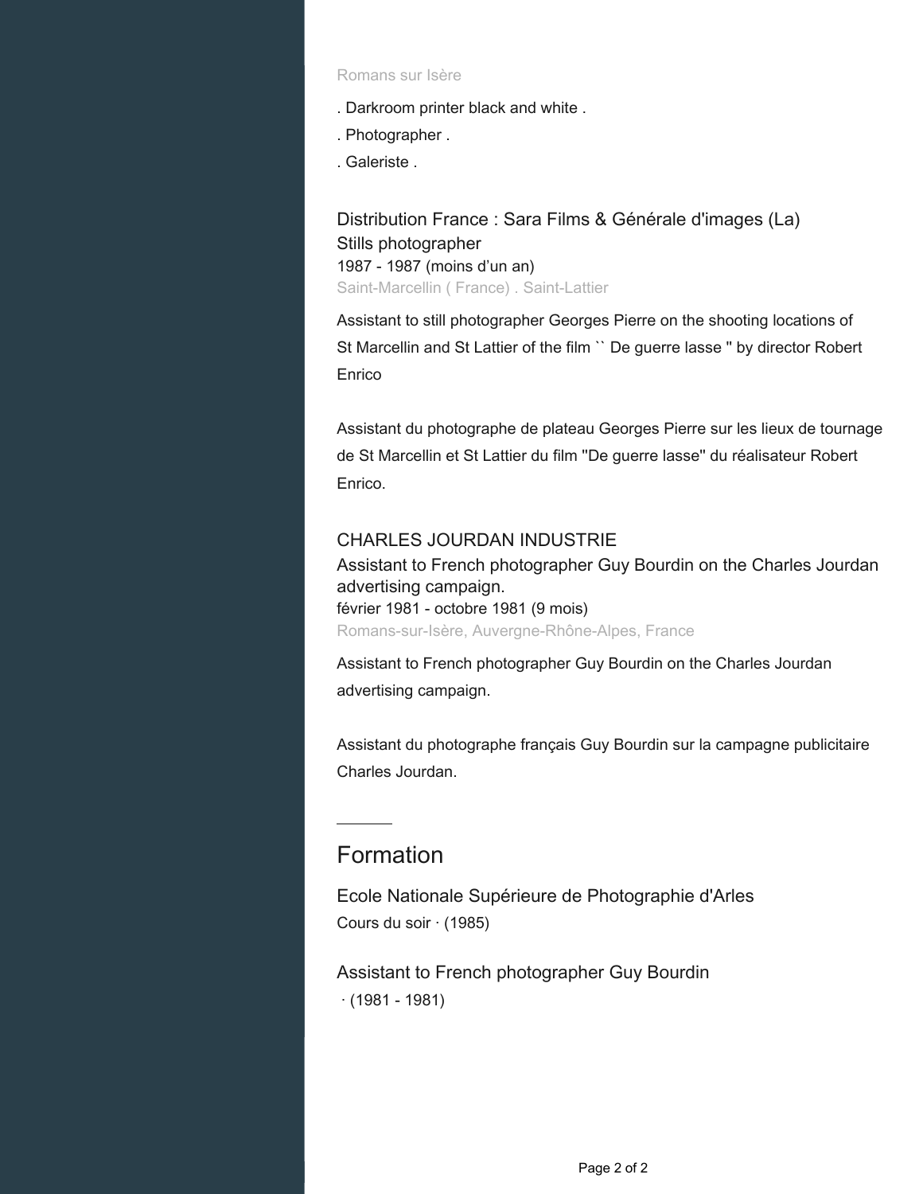Romans sur Isère

. Darkroom printer black and white .

. Photographer .

. Galeriste .

### Distribution France : Sara Films & Générale d'images (La)

Stills photographer

1987 - 1987 (moins d’un an)

Saint-Marcellin ( France) . Saint-Lattier

Assistant to still photographer Georges Pierre on the shooting locations of St Marcellin and St Lattier of the film `` De guerre lasse '' by director Robert Enrico

Assistant du photographe de plateau Georges Pierre sur les lieux de tournage de St Marcellin et St Lattier du film ''De guerre lasse'' du réalisateur Robert Enrico.

### CHARLES JOURDAN INDUSTRIE

Assistant to French photographer Guy Bourdin on the Charles Jourdan advertising campaign.

février 1981 - octobre 1981 (9 mois)

Romans-sur-Isère, Auvergne-Rhône-Alpes, France

Assistant to French photographer Guy Bourdin on the Charles Jourdan advertising campaign.

Assistant du photographe français Guy Bourdin sur la campagne publicitaire Charles Jourdan.

## Formation

### Ecole Nationale Supérieure de Photographie d'Arles

Cours du soir · (1985)

### Assistant to French photographer Guy Bourdin

· (1981 - 1981)